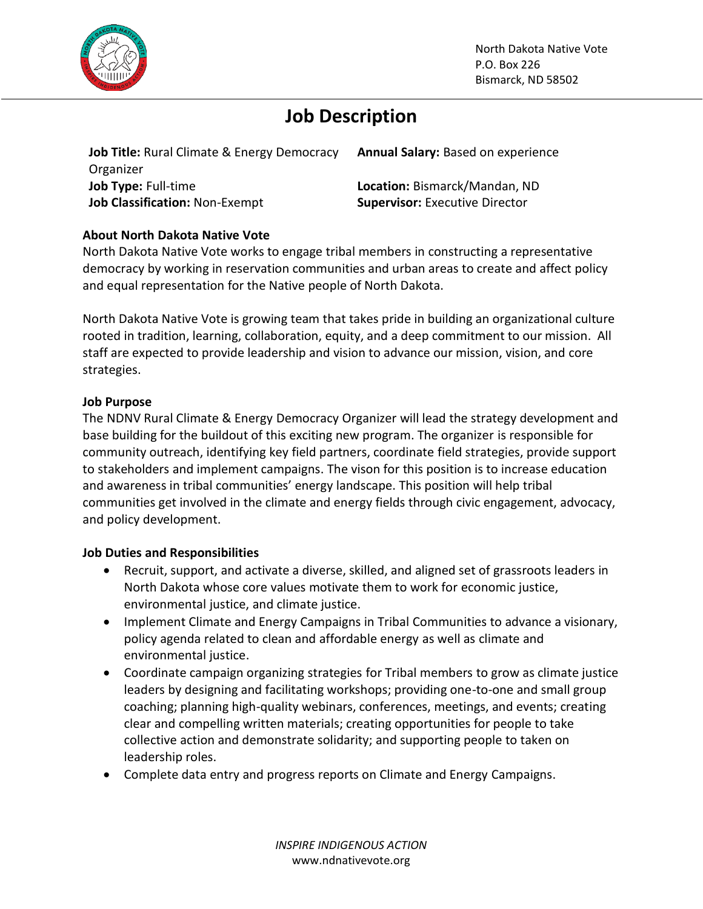North Dakota Native Vote
P.O. Box 226
Bismarck, ND 58502

# Job Description

**Job Title:** Rural Climate & Energy Democracy Organizer
**Job Type:** Full-time
**Job Classification:** Non-Exempt

**Annual Salary:** Based on experience
**Location:** Bismarck/Mandan, ND
**Supervisor:** Executive Director

### About North Dakota Native Vote

North Dakota Native Vote works to engage tribal members in constructing a representative democracy by working in reservation communities and urban areas to create and affect policy and equal representation for the Native people of North Dakota.

North Dakota Native Vote is growing team that takes pride in building an organizational culture rooted in tradition, learning, collaboration, equity, and a deep commitment to our mission. All staff are expected to provide leadership and vision to advance our mission, vision, and core strategies.

### Job Purpose

The NDNV Rural Climate & Energy Democracy Organizer will lead the strategy development and base building for the buildout of this exciting new program. The organizer is responsible for community outreach, identifying key field partners, coordinate field strategies, provide support to stakeholders and implement campaigns. The vison for this position is to increase education and awareness in tribal communities' energy landscape. This position will help tribal communities get involved in the climate and energy fields through civic engagement, advocacy, and policy development.

### Job Duties and Responsibilities

- Recruit, support, and activate a diverse, skilled, and aligned set of grassroots leaders in North Dakota whose core values motivate them to work for economic justice, environmental justice, and climate justice.
- Implement Climate and Energy Campaigns in Tribal Communities to advance a visionary, policy agenda related to clean and affordable energy as well as climate and environmental justice.
- Coordinate campaign organizing strategies for Tribal members to grow as climate justice leaders by designing and facilitating workshops; providing one-to-one and small group coaching; planning high-quality webinars, conferences, meetings, and events; creating clear and compelling written materials; creating opportunities for people to take collective action and demonstrate solidarity; and supporting people to taken on leadership roles.
- Complete data entry and progress reports on Climate and Energy Campaigns.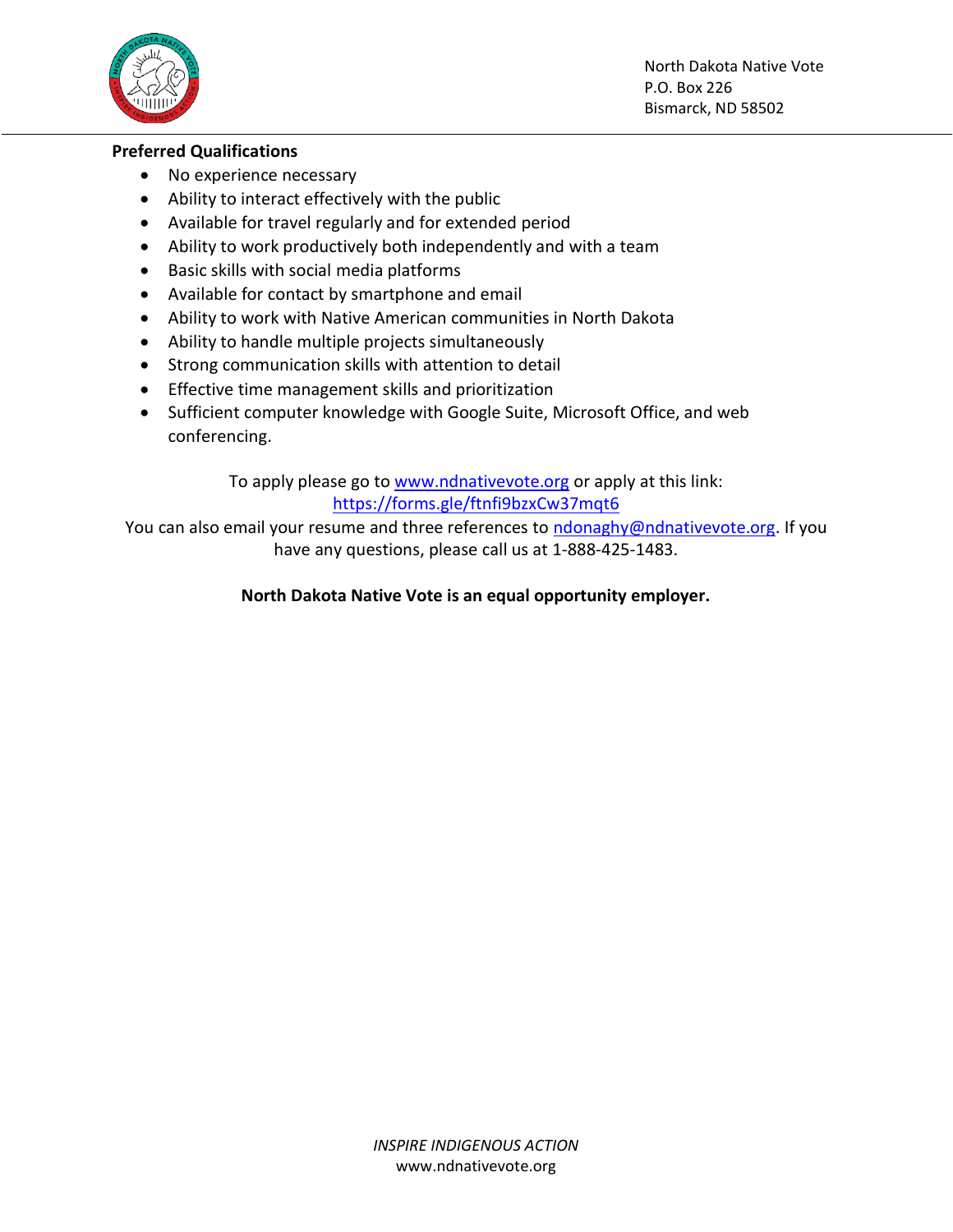**Preferred Qualifications**

- No experience necessary
- Ability to interact effectively with the public
- Available for travel regularly and for extended period
- Ability to work productively both independently and with a team
- Basic skills with social media platforms
- Available for contact by smartphone and email
- Ability to work with Native American communities in North Dakota
- Ability to handle multiple projects simultaneously
- Strong communication skills with attention to detail
- Effective time management skills and prioritization
- Sufficient computer knowledge with Google Suite, Microsoft Office, and web conferencing.

To apply please go to www.ndnativevote.org or apply at this link: https://forms.gle/ftnfi9bzxCw37mqt6

You can also email your resume and three references to ndonaghy@ndnativevote.org. If you have any questions, please call us at 1-888-425-1483.

**North Dakota Native Vote is an equal opportunity employer.**